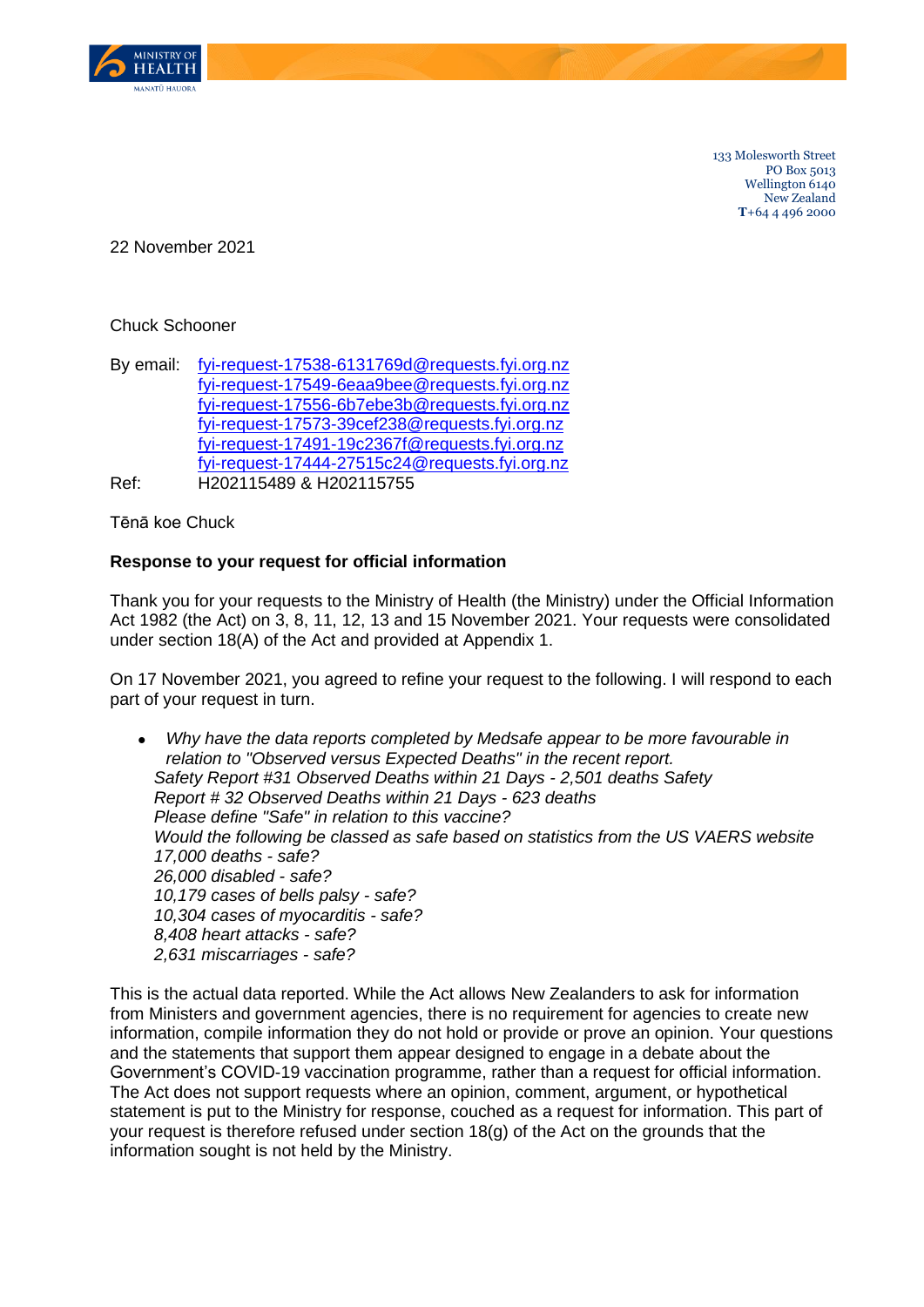MINISTRY OF HEALTH
MANATŪ HAUORA

133 Molesworth Street
PO Box 5013
Wellington 6140
New Zealand
T+64 4 496 2000

22 November 2021

Chuck Schooner

By email: fyi-request-17538-6131769d@requests.fyi.org.nz
fyi-request-17549-6eaa9bee@requests.fyi.org.nz
fyi-request-17556-6b7ebe3b@requests.fyi.org.nz
fyi-request-17573-39cef238@requests.fyi.org.nz
fyi-request-17491-19c2367f@requests.fyi.org.nz
fyi-request-17444-27515c24@requests.fyi.org.nz

Ref: H202115489 & H202115755

Tēnā koe Chuck

**Response to your request for official information**

Thank you for your requests to the Ministry of Health (the Ministry) under the Official Information Act 1982 (the Act) on 3, 8, 11, 12, 13 and 15 November 2021. Your requests were consolidated under section 18(A) of the Act and provided at Appendix 1.

On 17 November 2021, you agreed to refine your request to the following. I will respond to each part of your request in turn.

- *Why have the data reports completed by Medsafe appear to be more favourable in relation to "Observed versus Expected Deaths" in the recent report.*
  *Safety Report #31 Observed Deaths within 21 Days - 2,501 deaths Safety Report # 32 Observed Deaths within 21 Days - 623 deaths*
  *Please define "Safe" in relation to this vaccine?*
  *Would the following be classed as safe based on statistics from the US VAERS website*
  *17,000 deaths - safe?*
  *26,000 disabled - safe?*
  *10,179 cases of bells palsy - safe?*
  *10,304 cases of myocarditis - safe?*
  *8,408 heart attacks - safe?*
  *2,631 miscarriages - safe?*

This is the actual data reported. While the Act allows New Zealanders to ask for information from Ministers and government agencies, there is no requirement for agencies to create new information, compile information they do not hold or provide or prove an opinion. Your questions and the statements that support them appear designed to engage in a debate about the Government's COVID-19 vaccination programme, rather than a request for official information. The Act does not support requests where an opinion, comment, argument, or hypothetical statement is put to the Ministry for response, couched as a request for information. This part of your request is therefore refused under section 18(g) of the Act on the grounds that the information sought is not held by the Ministry.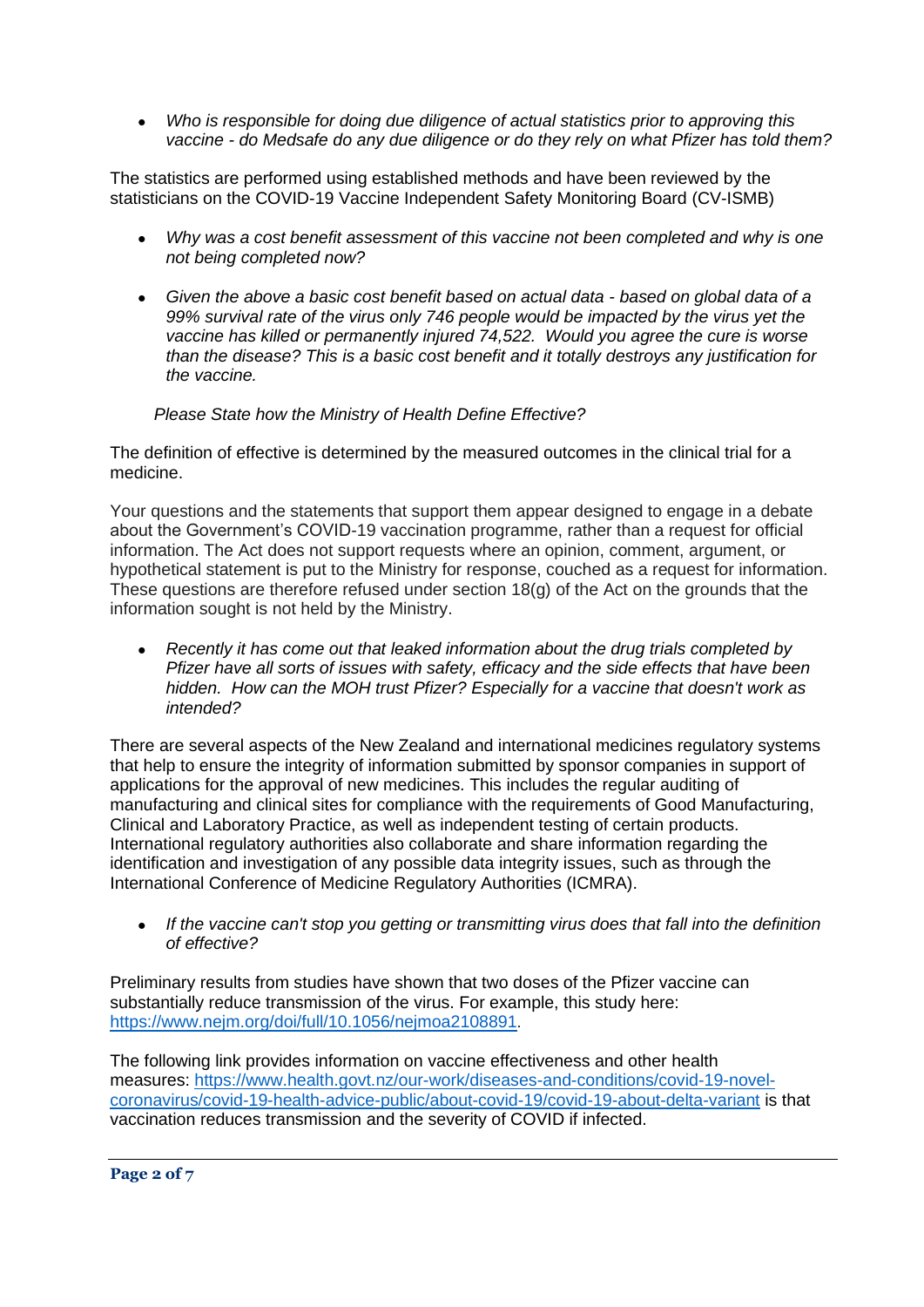- *Who is responsible for doing due diligence of actual statistics prior to approving this vaccine - do Medsafe do any due diligence or do they rely on what Pfizer has told them?*

The statistics are performed using established methods and have been reviewed by the statisticians on the COVID-19 Vaccine Independent Safety Monitoring Board (CV-ISMB)

- *Why was a cost benefit assessment of this vaccine not been completed and why is one not being completed now?*
- *Given the above a basic cost benefit based on actual data - based on global data of a 99% survival rate of the virus only 746 people would be impacted by the virus yet the vaccine has killed or permanently injured 74,522. Would you agree the cure is worse than the disease? This is a basic cost benefit and it totally destroys any justification for the vaccine.*

*Please State how the Ministry of Health Define Effective?*

The definition of effective is determined by the measured outcomes in the clinical trial for a medicine.

Your questions and the statements that support them appear designed to engage in a debate about the Government's COVID-19 vaccination programme, rather than a request for official information. The Act does not support requests where an opinion, comment, argument, or hypothetical statement is put to the Ministry for response, couched as a request for information. These questions are therefore refused under section 18(g) of the Act on the grounds that the information sought is not held by the Ministry.

- *Recently it has come out that leaked information about the drug trials completed by Pfizer have all sorts of issues with safety, efficacy and the side effects that have been hidden. How can the MOH trust Pfizer? Especially for a vaccine that doesn't work as intended?*

There are several aspects of the New Zealand and international medicines regulatory systems that help to ensure the integrity of information submitted by sponsor companies in support of applications for the approval of new medicines. This includes the regular auditing of manufacturing and clinical sites for compliance with the requirements of Good Manufacturing, Clinical and Laboratory Practice, as well as independent testing of certain products. International regulatory authorities also collaborate and share information regarding the identification and investigation of any possible data integrity issues, such as through the International Conference of Medicine Regulatory Authorities (ICMRA).

- *If the vaccine can't stop you getting or transmitting virus does that fall into the definition of effective?*

Preliminary results from studies have shown that two doses of the Pfizer vaccine can substantially reduce transmission of the virus. For example, this study here: https://www.nejm.org/doi/full/10.1056/nejmoa2108891.

The following link provides information on vaccine effectiveness and other health measures: https://www.health.govt.nz/our-work/diseases-and-conditions/covid-19-novel-coronavirus/covid-19-health-advice-public/about-covid-19/covid-19-about-delta-variant is that vaccination reduces transmission and the severity of COVID if infected.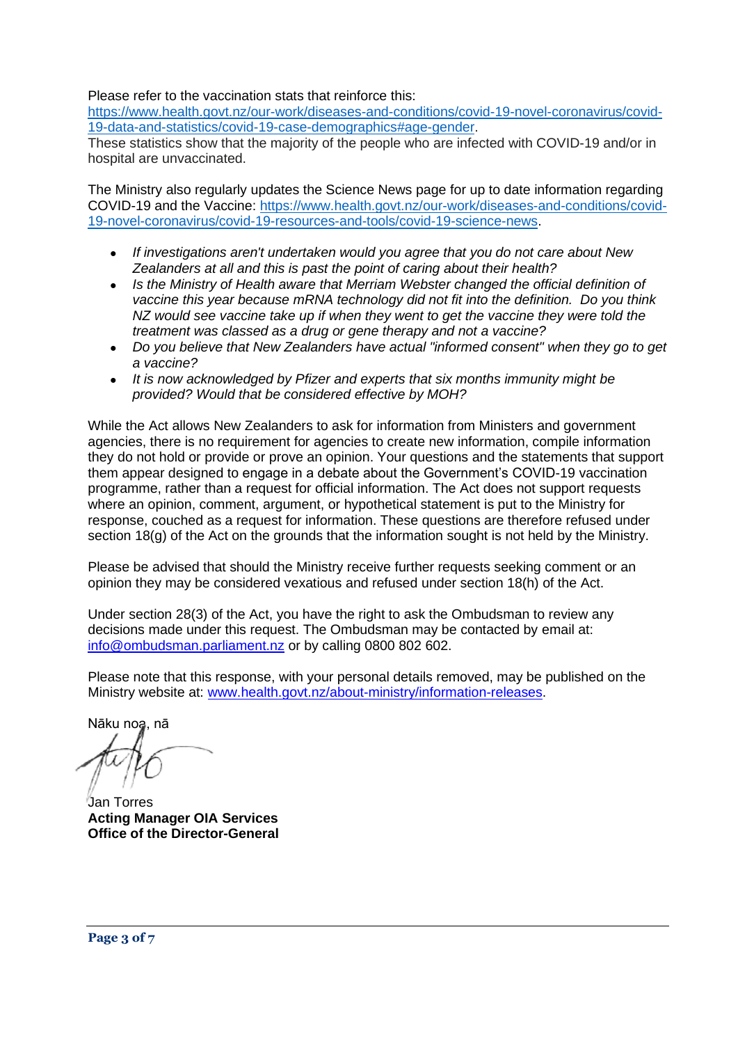Please refer to the vaccination stats that reinforce this: [https://www.health.govt.nz/our-work/diseases-and-conditions/covid-19-novel-coronavirus/covid-19-data-and-statistics/covid-19-case-demographics#age-gender](https://www.health.govt.nz/our-work/diseases-and-conditions/covid-19-novel-coronavirus/covid-19-data-and-statistics/covid-19-case-demographics#age-gender).
These statistics show that the majority of the people who are infected with COVID-19 and/or in hospital are unvaccinated.

The Ministry also regularly updates the Science News page for up to date information regarding COVID-19 and the Vaccine: [https://www.health.govt.nz/our-work/diseases-and-conditions/covid-19-novel-coronavirus/covid-19-resources-and-tools/covid-19-science-news](https://www.health.govt.nz/our-work/diseases-and-conditions/covid-19-novel-coronavirus/covid-19-resources-and-tools/covid-19-science-news).

- *If investigations aren't undertaken would you agree that you do not care about New Zealanders at all and this is past the point of caring about their health?*
- *Is the Ministry of Health aware that Merriam Webster changed the official definition of vaccine this year because mRNA technology did not fit into the definition. Do you think NZ would see vaccine take up if when they went to get the vaccine they were told the treatment was classed as a drug or gene therapy and not a vaccine?*
- *Do you believe that New Zealanders have actual "informed consent" when they go to get a vaccine?*
- *It is now acknowledged by Pfizer and experts that six months immunity might be provided? Would that be considered effective by MOH?*

While the Act allows New Zealanders to ask for information from Ministers and government agencies, there is no requirement for agencies to create new information, compile information they do not hold or provide or prove an opinion. Your questions and the statements that support them appear designed to engage in a debate about the Government's COVID-19 vaccination programme, rather than a request for official information. The Act does not support requests where an opinion, comment, argument, or hypothetical statement is put to the Ministry for response, couched as a request for information. These questions are therefore refused under section 18(g) of the Act on the grounds that the information sought is not held by the Ministry.

Please be advised that should the Ministry receive further requests seeking comment or an opinion they may be considered vexatious and refused under section 18(h) of the Act.

Under section 28(3) of the Act, you have the right to ask the Ombudsman to review any decisions made under this request. The Ombudsman may be contacted by email at: [info@ombudsman.parliament.nz](mailto:info@ombudsman.parliament.nz) or by calling 0800 802 602.

Please note that this response, with your personal details removed, may be published on the Ministry website at: [www.health.govt.nz/about-ministry/information-releases](http://www.health.govt.nz/about-ministry/information-releases).

Nāku noa, nā

Jan Torres
**Acting Manager OIA Services**
**Office of the Director-General**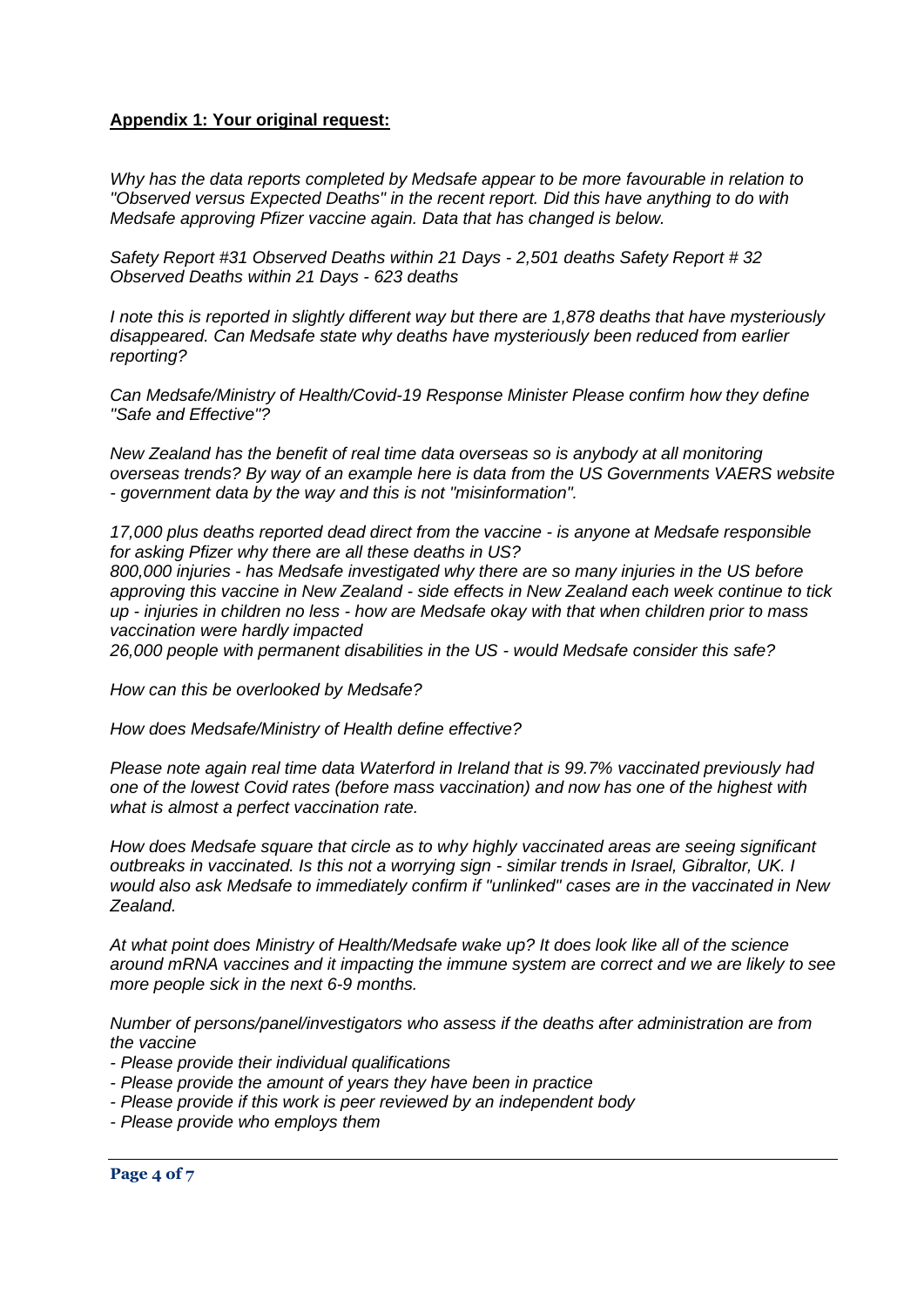**Appendix 1: Your original request:**

*Why has the data reports completed by Medsafe appear to be more favourable in relation to "Observed versus Expected Deaths" in the recent report. Did this have anything to do with Medsafe approving Pfizer vaccine again. Data that has changed is below.*

*Safety Report #31 Observed Deaths within 21 Days - 2,501 deaths Safety Report # 32 Observed Deaths within 21 Days - 623 deaths*

*I note this is reported in slightly different way but there are 1,878 deaths that have mysteriously disappeared. Can Medsafe state why deaths have mysteriously been reduced from earlier reporting?*

*Can Medsafe/Ministry of Health/Covid-19 Response Minister Please confirm how they define "Safe and Effective"?*

*New Zealand has the benefit of real time data overseas so is anybody at all monitoring overseas trends? By way of an example here is data from the US Governments VAERS website - government data by the way and this is not "misinformation".*

*17,000 plus deaths reported dead direct from the vaccine - is anyone at Medsafe responsible for asking Pfizer why there are all these deaths in US?*
*800,000 injuries - has Medsafe investigated why there are so many injuries in the US before approving this vaccine in New Zealand - side effects in New Zealand each week continue to tick up - injuries in children no less - how are Medsafe okay with that when children prior to mass vaccination were hardly impacted*
*26,000 people with permanent disabilities in the US - would Medsafe consider this safe?*

*How can this be overlooked by Medsafe?*

*How does Medsafe/Ministry of Health define effective?*

*Please note again real time data Waterford in Ireland that is 99.7% vaccinated previously had one of the lowest Covid rates (before mass vaccination) and now has one of the highest with what is almost a perfect vaccination rate.*

*How does Medsafe square that circle as to why highly vaccinated areas are seeing significant outbreaks in vaccinated. Is this not a worrying sign - similar trends in Israel, Gibraltor, UK. I would also ask Medsafe to immediately confirm if "unlinked" cases are in the vaccinated in New Zealand.*

*At what point does Ministry of Health/Medsafe wake up? It does look like all of the science around mRNA vaccines and it impacting the immune system are correct and we are likely to see more people sick in the next 6-9 months.*

*Number of persons/panel/investigators who assess if the deaths after administration are from the vaccine*

- *Please provide their individual qualifications*
- *Please provide the amount of years they have been in practice*
- *Please provide if this work is peer reviewed by an independent body*
- *Please provide who employs them*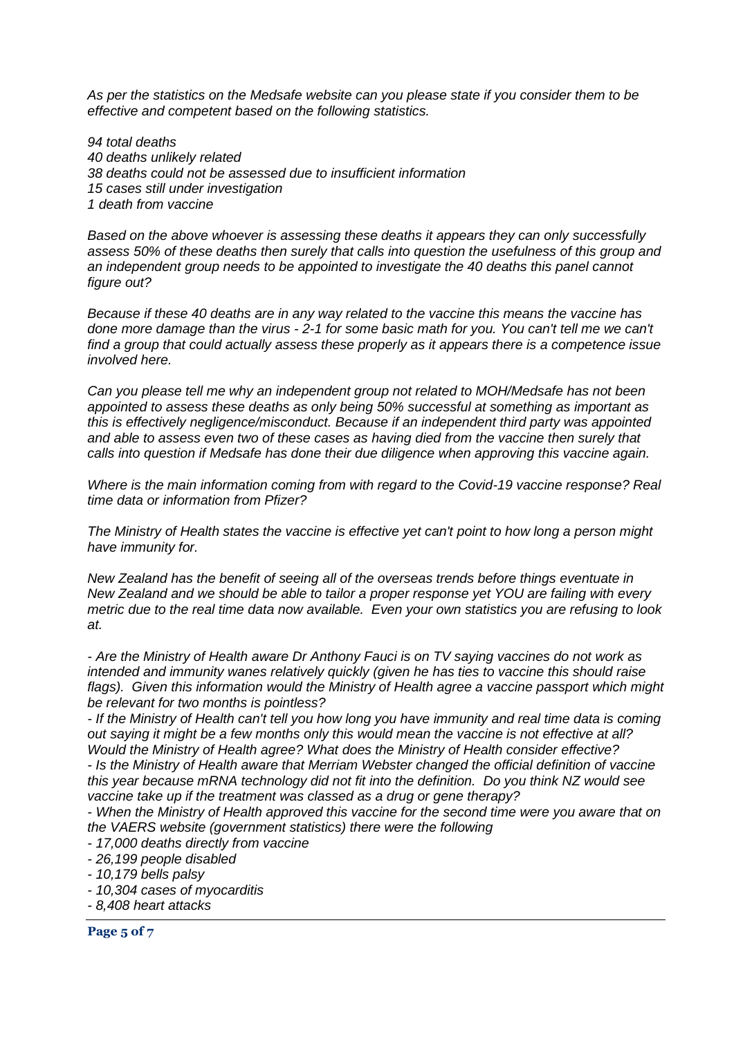*As per the statistics on the Medsafe website can you please state if you consider them to be effective and competent based on the following statistics.*

*94 total deaths*
*40 deaths unlikely related*
*38 deaths could not be assessed due to insufficient information*
*15 cases still under investigation*
*1 death from vaccine*

*Based on the above whoever is assessing these deaths it appears they can only successfully assess 50% of these deaths then surely that calls into question the usefulness of this group and an independent group needs to be appointed to investigate the 40 deaths this panel cannot figure out?*

*Because if these 40 deaths are in any way related to the vaccine this means the vaccine has done more damage than the virus - 2-1 for some basic math for you. You can't tell me we can't find a group that could actually assess these properly as it appears there is a competence issue involved here.*

*Can you please tell me why an independent group not related to MOH/Medsafe has not been appointed to assess these deaths as only being 50% successful at something as important as this is effectively negligence/misconduct. Because if an independent third party was appointed and able to assess even two of these cases as having died from the vaccine then surely that calls into question if Medsafe has done their due diligence when approving this vaccine again.*

*Where is the main information coming from with regard to the Covid-19 vaccine response? Real time data or information from Pfizer?*

*The Ministry of Health states the vaccine is effective yet can't point to how long a person might have immunity for.*

*New Zealand has the benefit of seeing all of the overseas trends before things eventuate in New Zealand and we should be able to tailor a proper response yet YOU are failing with every metric due to the real time data now available. Even your own statistics you are refusing to look at.*

*- Are the Ministry of Health aware Dr Anthony Fauci is on TV saying vaccines do not work as intended and immunity wanes relatively quickly (given he has ties to vaccine this should raise flags). Given this information would the Ministry of Health agree a vaccine passport which might be relevant for two months is pointless?*
*- If the Ministry of Health can't tell you how long you have immunity and real time data is coming out saying it might be a few months only this would mean the vaccine is not effective at all? Would the Ministry of Health agree? What does the Ministry of Health consider effective?*
*- Is the Ministry of Health aware that Merriam Webster changed the official definition of vaccine this year because mRNA technology did not fit into the definition. Do you think NZ would see vaccine take up if the treatment was classed as a drug or gene therapy?*
*- When the Ministry of Health approved this vaccine for the second time were you aware that on the VAERS website (government statistics) there were the following*
*- 17,000 deaths directly from vaccine*
*- 26,199 people disabled*
*- 10,179 bells palsy*
*- 10,304 cases of myocarditis*
*- 8,408 heart attacks*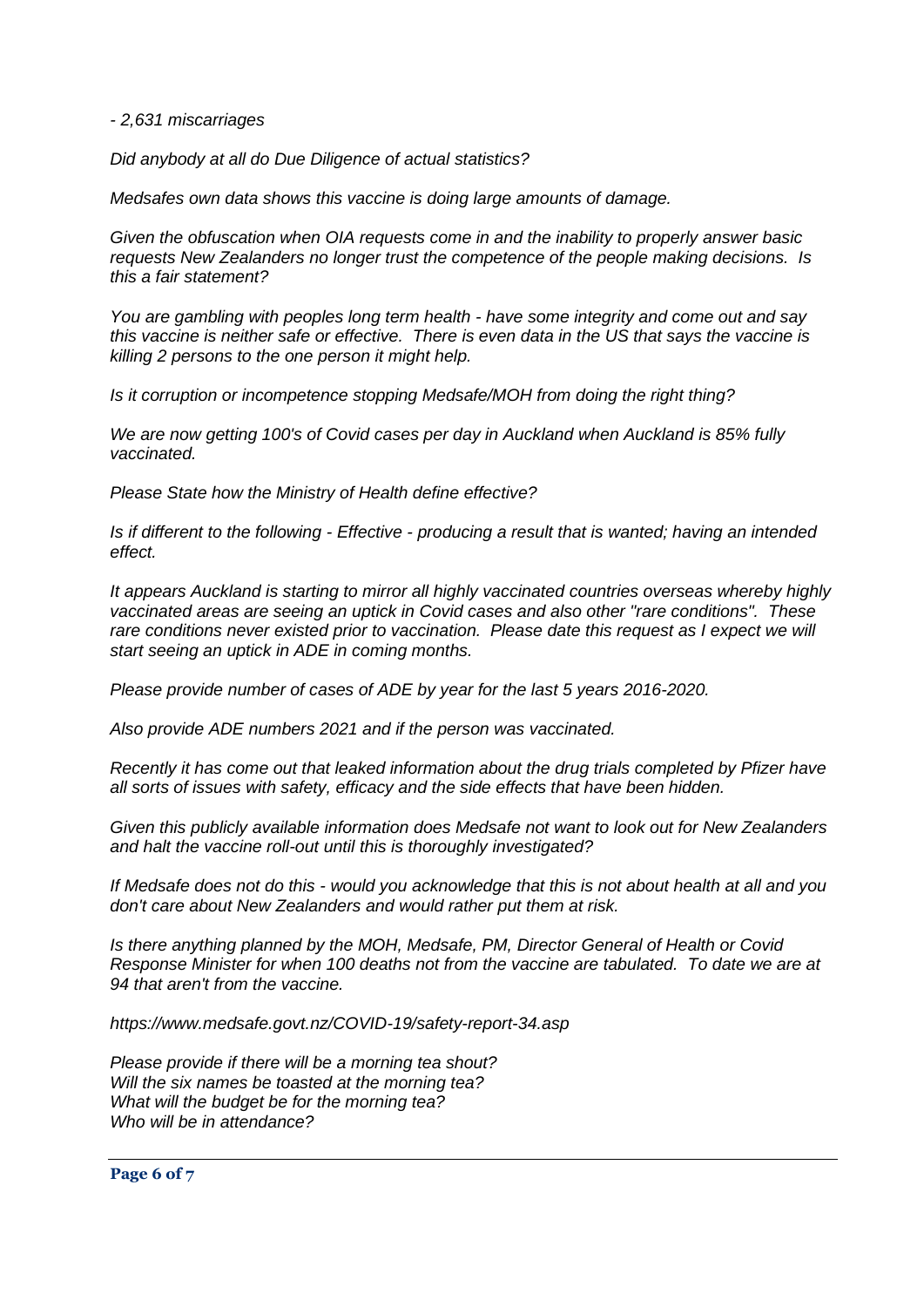*- 2,631 miscarriages*

*Did anybody at all do Due Diligence of actual statistics?*

*Medsafes own data shows this vaccine is doing large amounts of damage.*

*Given the obfuscation when OIA requests come in and the inability to properly answer basic requests New Zealanders no longer trust the competence of the people making decisions. Is this a fair statement?*

*You are gambling with peoples long term health - have some integrity and come out and say this vaccine is neither safe or effective. There is even data in the US that says the vaccine is killing 2 persons to the one person it might help.*

*Is it corruption or incompetence stopping Medsafe/MOH from doing the right thing?*

*We are now getting 100's of Covid cases per day in Auckland when Auckland is 85% fully vaccinated.*

*Please State how the Ministry of Health define effective?*

*Is if different to the following - Effective - producing a result that is wanted; having an intended effect.*

*It appears Auckland is starting to mirror all highly vaccinated countries overseas whereby highly vaccinated areas are seeing an uptick in Covid cases and also other "rare conditions". These rare conditions never existed prior to vaccination. Please date this request as I expect we will start seeing an uptick in ADE in coming months.*

*Please provide number of cases of ADE by year for the last 5 years 2016-2020.*

*Also provide ADE numbers 2021 and if the person was vaccinated.*

*Recently it has come out that leaked information about the drug trials completed by Pfizer have all sorts of issues with safety, efficacy and the side effects that have been hidden.*

*Given this publicly available information does Medsafe not want to look out for New Zealanders and halt the vaccine roll-out until this is thoroughly investigated?*

*If Medsafe does not do this - would you acknowledge that this is not about health at all and you don't care about New Zealanders and would rather put them at risk.*

*Is there anything planned by the MOH, Medsafe, PM, Director General of Health or Covid Response Minister for when 100 deaths not from the vaccine are tabulated. To date we are at 94 that aren't from the vaccine.*

*https://www.medsafe.govt.nz/COVID-19/safety-report-34.asp*

*Please provide if there will be a morning tea shout?*
*Will the six names be toasted at the morning tea?*
*What will the budget be for the morning tea?*
*Who will be in attendance?*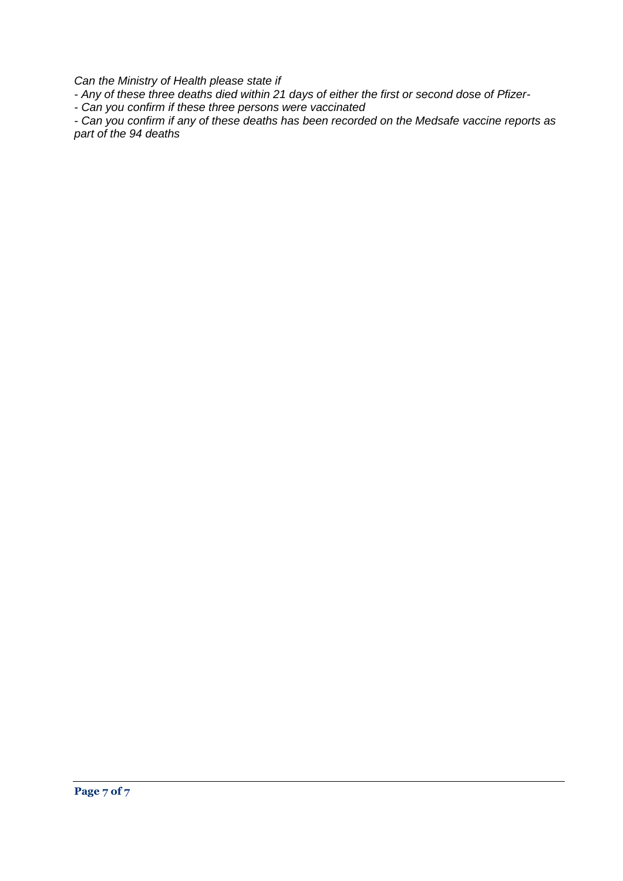*Can the Ministry of Health please state if*

*- Any of these three deaths died within 21 days of either the first or second dose of Pfizer-*

*- Can you confirm if these three persons were vaccinated*

*- Can you confirm if any of these deaths has been recorded on the Medsafe vaccine reports as part of the 94 deaths*